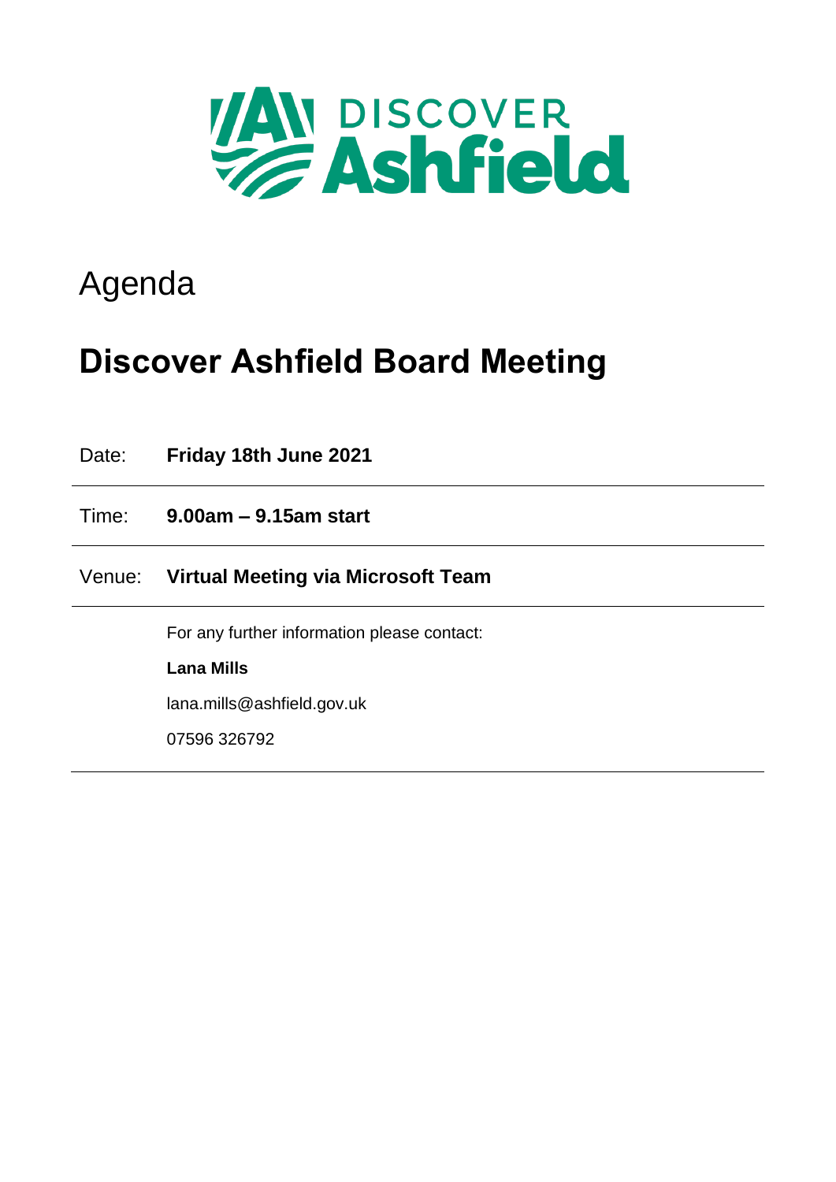DISCOVER Ashfield

# Agenda

## Discover Ashfield Board Meeting

| | |
|---|---|
| Date: | **Friday 18th June 2021** |
| Time: | **9.00am – 9.15am start** |
| Venue: | **Virtual Meeting via Microsoft Team** |

For any further information please contact:

**Lana Mills**

lana.mills@ashfield.gov.uk

07596 326792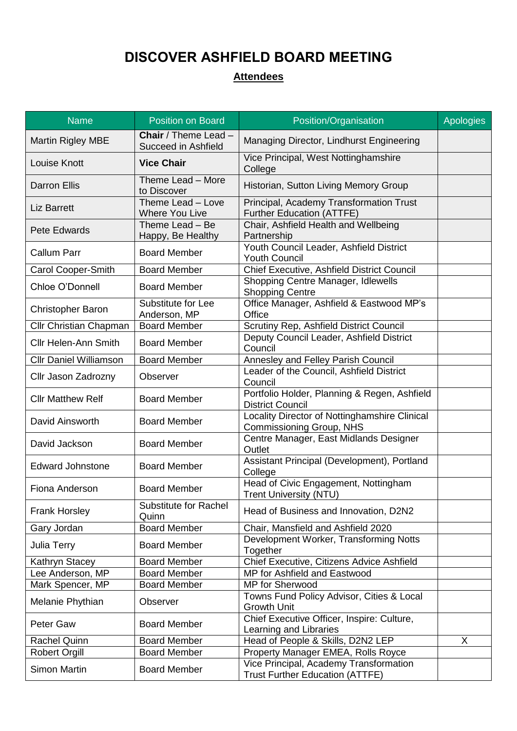# DISCOVER ASHFIELD BOARD MEETING

## Attendees

| Name | Position on Board | Position/Organisation | Apologies |
|---|---|---|---|
| Martin Rigley MBE | **Chair** / Theme Lead – Succeed in Ashfield | Managing Director, Lindhurst Engineering | |
| Louise Knott | **Vice Chair** | Vice Principal, West Nottinghamshire College | |
| Darron Ellis | Theme Lead – More to Discover | Historian, Sutton Living Memory Group | |
| Liz Barrett | Theme Lead – Love Where You Live | Principal, Academy Transformation Trust Further Education (ATTFE) | |
| Pete Edwards | Theme Lead – Be Happy, Be Healthy | Chair, Ashfield Health and Wellbeing Partnership | |
| Callum Parr | Board Member | Youth Council Leader, Ashfield District Youth Council | |
| Carol Cooper-Smith | Board Member | Chief Executive, Ashfield District Council | |
| Chloe O'Donnell | Board Member | Shopping Centre Manager, Idlewells Shopping Centre | |
| Christopher Baron | Substitute for Lee Anderson, MP | Office Manager, Ashfield & Eastwood MP's Office | |
| Cllr Christian Chapman | Board Member | Scrutiny Rep, Ashfield District Council | |
| Cllr Helen-Ann Smith | Board Member | Deputy Council Leader, Ashfield District Council | |
| Cllr Daniel Williamson | Board Member | Annesley and Felley Parish Council | |
| Cllr Jason Zadrozny | Observer | Leader of the Council, Ashfield District Council | |
| Cllr Matthew Relf | Board Member | Portfolio Holder, Planning & Regen, Ashfield District Council | |
| David Ainsworth | Board Member | Locality Director of Nottinghamshire Clinical Commissioning Group, NHS | |
| David Jackson | Board Member | Centre Manager, East Midlands Designer Outlet | |
| Edward Johnstone | Board Member | Assistant Principal (Development), Portland College | |
| Fiona Anderson | Board Member | Head of Civic Engagement, Nottingham Trent University (NTU) | |
| Frank Horsley | Substitute for Rachel Quinn | Head of Business and Innovation, D2N2 | |
| Gary Jordan | Board Member | Chair, Mansfield and Ashfield 2020 | |
| Julia Terry | Board Member | Development Worker, Transforming Notts Together | |
| Kathryn Stacey | Board Member | Chief Executive, Citizens Advice Ashfield | |
| Lee Anderson, MP | Board Member | MP for Ashfield and Eastwood | |
| Mark Spencer, MP | Board Member | MP for Sherwood | |
| Melanie Phythian | Observer | Towns Fund Policy Advisor, Cities & Local Growth Unit | |
| Peter Gaw | Board Member | Chief Executive Officer, Inspire: Culture, Learning and Libraries | |
| Rachel Quinn | Board Member | Head of People & Skills, D2N2 LEP | X |
| Robert Orgill | Board Member | Property Manager EMEA, Rolls Royce | |
| Simon Martin | Board Member | Vice Principal, Academy Transformation Trust Further Education (ATTFE) | |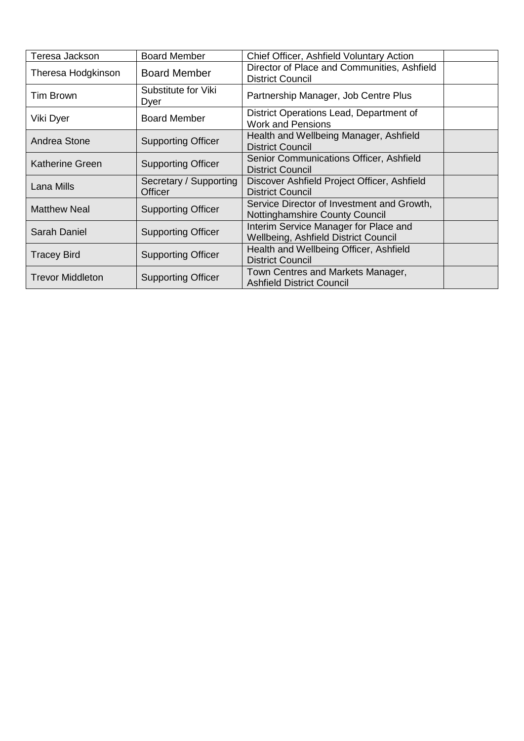| Teresa Jackson | Board Member | Chief Officer, Ashfield Voluntary Action | |
|---|---|---|---|
| Theresa Hodgkinson | Board Member | Director of Place and Communities, Ashfield District Council | |
| Tim Brown | Substitute for Viki Dyer | Partnership Manager, Job Centre Plus | |
| Viki Dyer | Board Member | District Operations Lead, Department of Work and Pensions | |
| Andrea Stone | Supporting Officer | Health and Wellbeing Manager, Ashfield District Council | |
| Katherine Green | Supporting Officer | Senior Communications Officer, Ashfield District Council | |
| Lana Mills | Secretary / Supporting Officer | Discover Ashfield Project Officer, Ashfield District Council | |
| Matthew Neal | Supporting Officer | Service Director of Investment and Growth, Nottinghamshire County Council | |
| Sarah Daniel | Supporting Officer | Interim Service Manager for Place and Wellbeing, Ashfield District Council | |
| Tracey Bird | Supporting Officer | Health and Wellbeing Officer, Ashfield District Council | |
| Trevor Middleton | Supporting Officer | Town Centres and Markets Manager, Ashfield District Council | |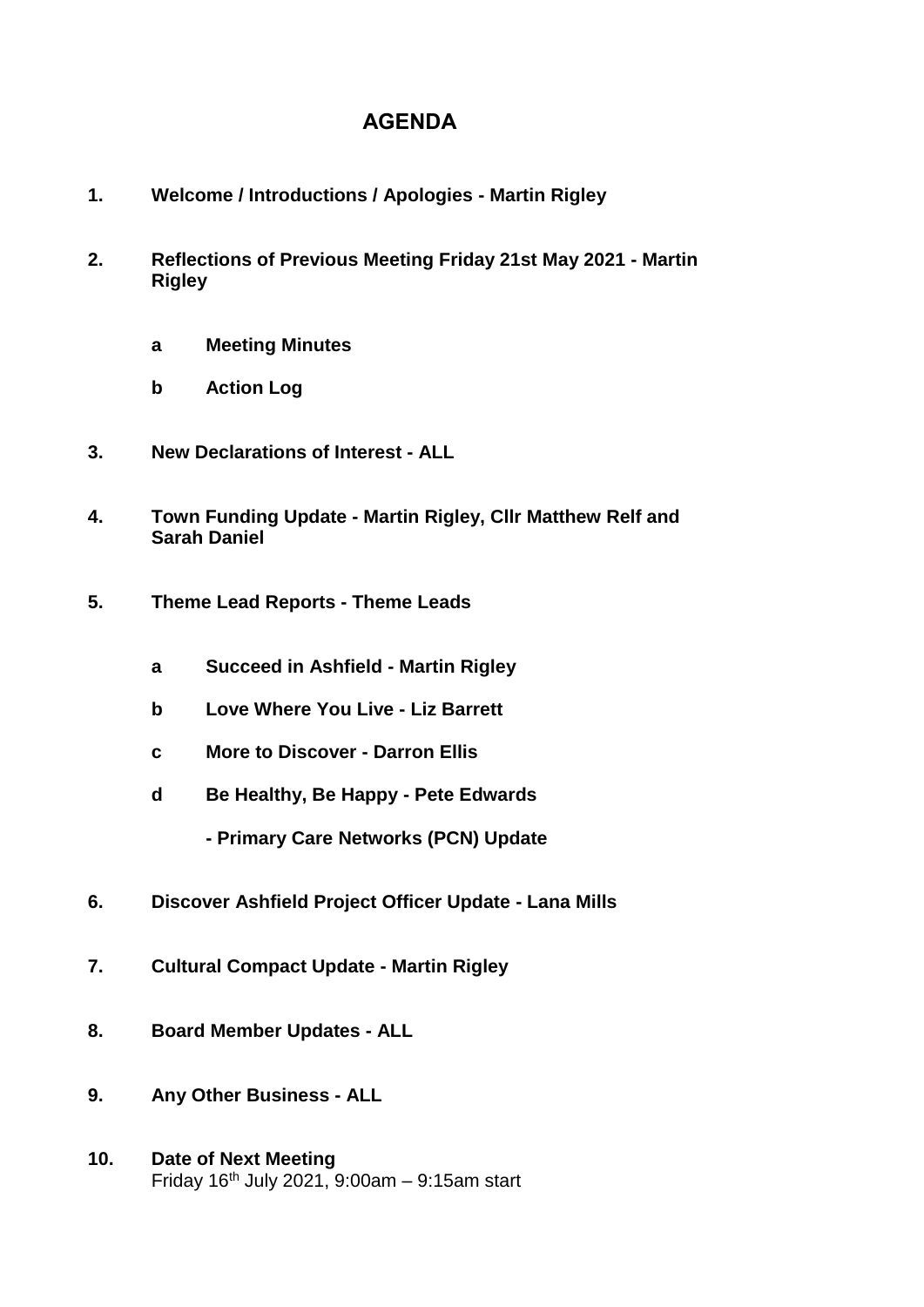# AGENDA

**1. Welcome / Introductions / Apologies - Martin Rigley**

**2. Reflections of Previous Meeting Friday 21st May 2021 - Martin Rigley**

- **a Meeting Minutes**
- **b Action Log**

**3. New Declarations of Interest - ALL**

**4. Town Funding Update - Martin Rigley, Cllr Matthew Relf and Sarah Daniel**

**5. Theme Lead Reports - Theme Leads**

- **a Succeed in Ashfield - Martin Rigley**
- **b Love Where You Live - Liz Barrett**
- **c More to Discover - Darron Ellis**
- **d Be Healthy, Be Happy - Pete Edwards**

  **- Primary Care Networks (PCN) Update**

**6. Discover Ashfield Project Officer Update - Lana Mills**

**7. Cultural Compact Update - Martin Rigley**

**8. Board Member Updates - ALL**

**9. Any Other Business - ALL**

**10. Date of Next Meeting**
Friday 16th July 2021, 9:00am – 9:15am start